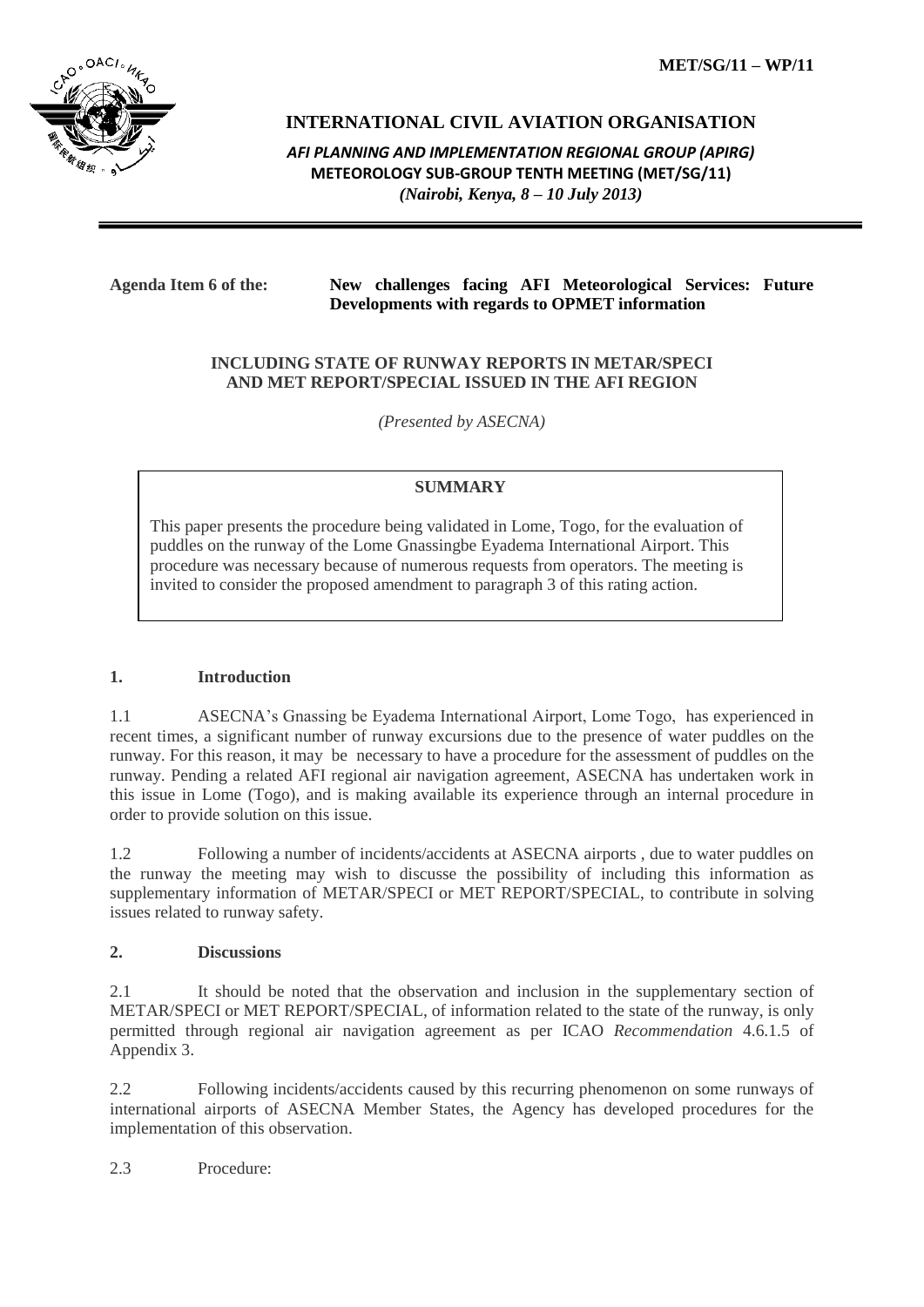MET/SG/11 – WP/11

# INTERNATIONAL CIVIL AVIATION ORGANISATION

***AFI PLANNING AND IMPLEMENTATION REGIONAL GROUP (APIRG)***
**METEOROLOGY SUB-GROUP TENTH MEETING (MET/SG/11)**
***(Nairobi, Kenya, 8 – 10 July 2013)***

---

**Agenda Item 6 of the:** **New challenges facing AFI Meteorological Services: Future Developments with regards to OPMET information**

**INCLUDING STATE OF RUNWAY REPORTS IN METAR/SPECI AND MET REPORT/SPECIAL ISSUED IN THE AFI REGION**

*(Presented by ASECNA)*

> **SUMMARY**
>
> This paper presents the procedure being validated in Lome, Togo, for the evaluation of puddles on the runway of the Lome Gnassingbe Eyadema International Airport. This procedure was necessary because of numerous requests from operators. The meeting is invited to consider the proposed amendment to paragraph 3 of this rating action.

## 1. Introduction

1.1 ASECNA's Gnassing be Eyadema International Airport, Lome Togo, has experienced in recent times, a significant number of runway excursions due to the presence of water puddles on the runway. For this reason, it may be necessary to have a procedure for the assessment of puddles on the runway. Pending a related AFI regional air navigation agreement, ASECNA has undertaken work in this issue in Lome (Togo), and is making available its experience through an internal procedure in order to provide solution on this issue.

1.2 Following a number of incidents/accidents at ASECNA airports , due to water puddles on the runway the meeting may wish to discusse the possibility of including this information as supplementary information of METAR/SPECI or MET REPORT/SPECIAL, to contribute in solving issues related to runway safety.

## 2. Discussions

2.1 It should be noted that the observation and inclusion in the supplementary section of METAR/SPECI or MET REPORT/SPECIAL, of information related to the state of the runway, is only permitted through regional air navigation agreement as per ICAO *Recommendation* 4.6.1.5 of Appendix 3.

2.2 Following incidents/accidents caused by this recurring phenomenon on some runways of international airports of ASECNA Member States, the Agency has developed procedures for the implementation of this observation.

2.3 Procedure: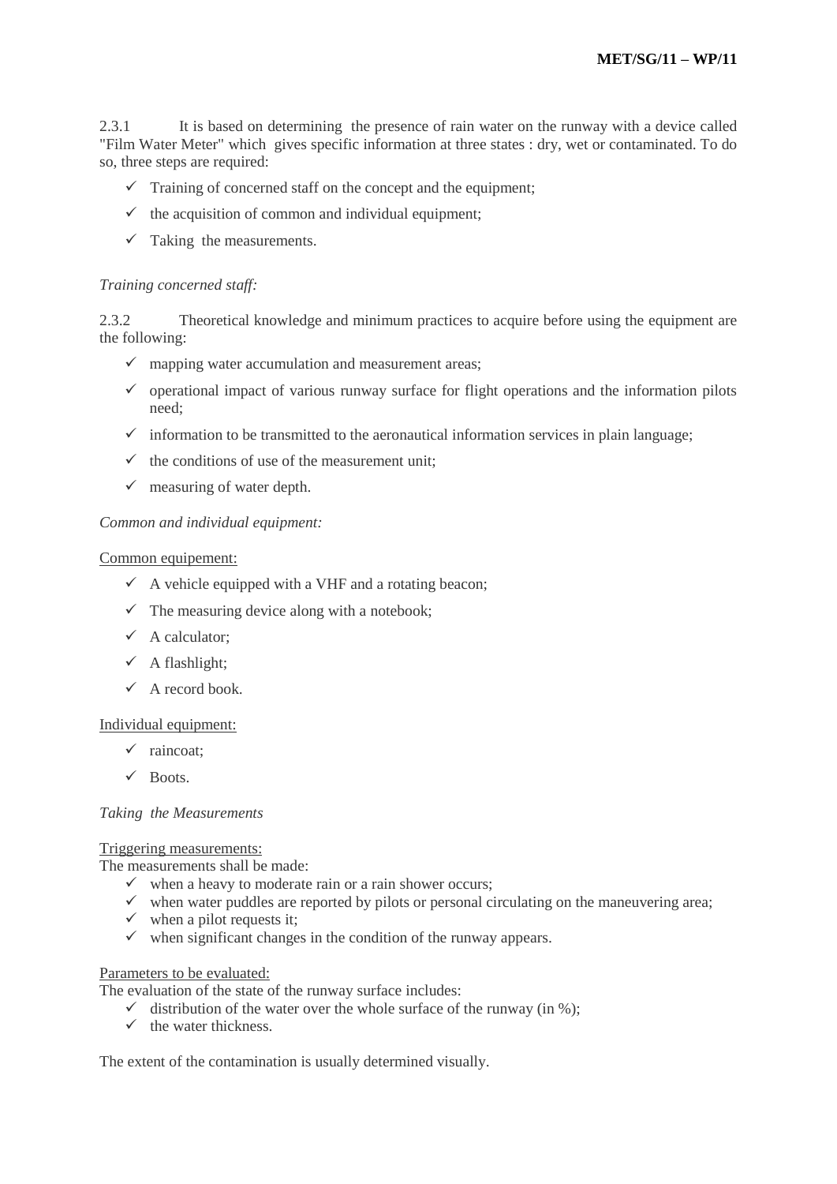2.3.1 It is based on determining the presence of rain water on the runway with a device called "Film Water Meter" which gives specific information at three states : dry, wet or contaminated. To do so, three steps are required:

- ✓ Training of concerned staff on the concept and the equipment;
- ✓ the acquisition of common and individual equipment;
- ✓ Taking the measurements.

*Training concerned staff:*

2.3.2 Theoretical knowledge and minimum practices to acquire before using the equipment are the following:

- ✓ mapping water accumulation and measurement areas;
- ✓ operational impact of various runway surface for flight operations and the information pilots need;
- ✓ information to be transmitted to the aeronautical information services in plain language;
- ✓ the conditions of use of the measurement unit;
- ✓ measuring of water depth.

*Common and individual equipment:*

<u>Common equipement:</u>

- ✓ A vehicle equipped with a VHF and a rotating beacon;
- ✓ The measuring device along with a notebook;
- ✓ A calculator;
- ✓ A flashlight;
- ✓ A record book.

<u>Individual equipment:</u>

- ✓ raincoat;
- ✓ Boots.

*Taking the Measurements*

<u>Triggering measurements:</u>

The measurements shall be made:

- ✓ when a heavy to moderate rain or a rain shower occurs;
- ✓ when water puddles are reported by pilots or personal circulating on the maneuvering area;
- ✓ when a pilot requests it;
- ✓ when significant changes in the condition of the runway appears.

<u>Parameters to be evaluated:</u>

The evaluation of the state of the runway surface includes:

- ✓ distribution of the water over the whole surface of the runway (in %);
- ✓ the water thickness.

The extent of the contamination is usually determined visually.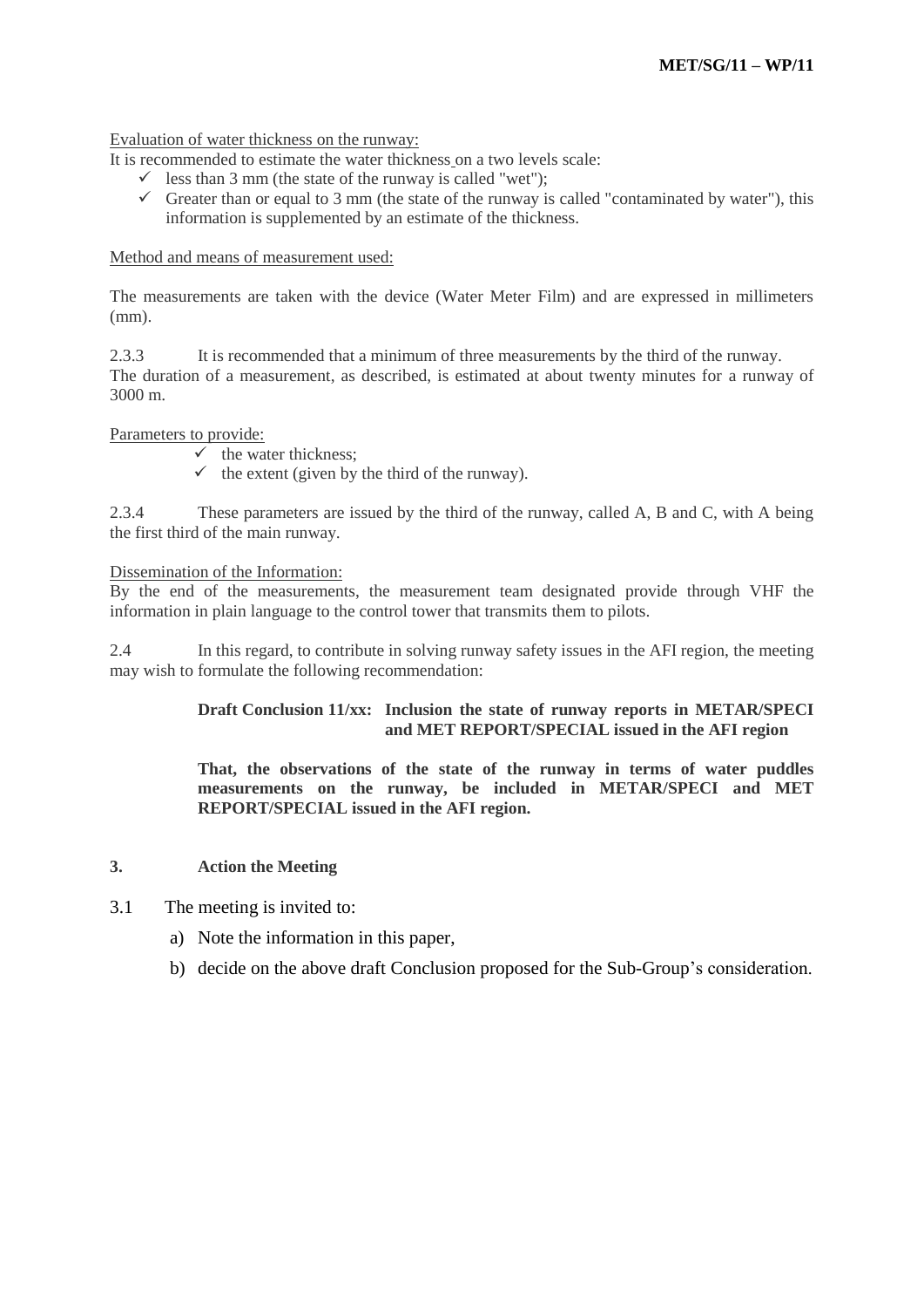Evaluation of water thickness on the runway:

It is recommended to estimate the water thickness on a two levels scale:

- ✓ less than 3 mm (the state of the runway is called "wet");
- ✓ Greater than or equal to 3 mm (the state of the runway is called "contaminated by water"), this information is supplemented by an estimate of the thickness.

Method and means of measurement used:

The measurements are taken with the device (Water Meter Film) and are expressed in millimeters (mm).

2.3.3 It is recommended that a minimum of three measurements by the third of the runway. The duration of a measurement, as described, is estimated at about twenty minutes for a runway of 3000 m.

Parameters to provide:

- ✓ the water thickness;
- ✓ the extent (given by the third of the runway).

2.3.4 These parameters are issued by the third of the runway, called A, B and C, with A being the first third of the main runway.

Dissemination of the Information:

By the end of the measurements, the measurement team designated provide through VHF the information in plain language to the control tower that transmits them to pilots.

2.4 In this regard, to contribute in solving runway safety issues in the AFI region, the meeting may wish to formulate the following recommendation:

**Draft Conclusion 11/xx: Inclusion the state of runway reports in METAR/SPECI and MET REPORT/SPECIAL issued in the AFI region**

**That, the observations of the state of the runway in terms of water puddles measurements on the runway, be included in METAR/SPECI and MET REPORT/SPECIAL issued in the AFI region.**

## 3. Action the Meeting

3.1 The meeting is invited to:

a) Note the information in this paper,

b) decide on the above draft Conclusion proposed for the Sub-Group's consideration.